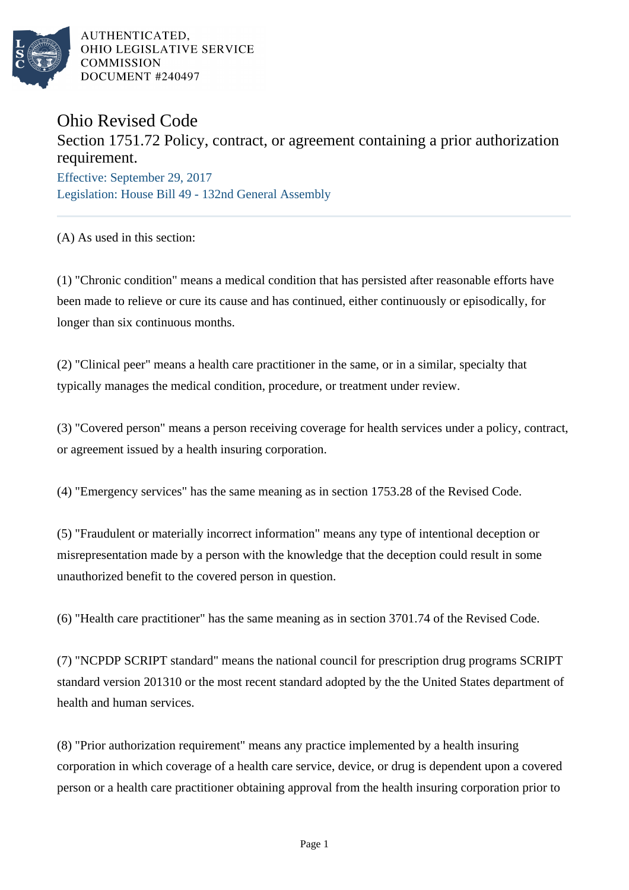AUTHENTICATED,
OHIO LEGISLATIVE SERVICE
COMMISSION
DOCUMENT #240497

# Ohio Revised Code

## Section 1751.72 Policy, contract, or agreement containing a prior authorization requirement.

Effective: September 29, 2017
Legislation: House Bill 49 - 132nd General Assembly

(A) As used in this section:

(1) "Chronic condition" means a medical condition that has persisted after reasonable efforts have been made to relieve or cure its cause and has continued, either continuously or episodically, for longer than six continuous months.

(2) "Clinical peer" means a health care practitioner in the same, or in a similar, specialty that typically manages the medical condition, procedure, or treatment under review.

(3) "Covered person" means a person receiving coverage for health services under a policy, contract, or agreement issued by a health insuring corporation.

(4) "Emergency services" has the same meaning as in section 1753.28 of the Revised Code.

(5) "Fraudulent or materially incorrect information" means any type of intentional deception or misrepresentation made by a person with the knowledge that the deception could result in some unauthorized benefit to the covered person in question.

(6) "Health care practitioner" has the same meaning as in section 3701.74 of the Revised Code.

(7) "NCPDP SCRIPT standard" means the national council for prescription drug programs SCRIPT standard version 201310 or the most recent standard adopted by the the United States department of health and human services.

(8) "Prior authorization requirement" means any practice implemented by a health insuring corporation in which coverage of a health care service, device, or drug is dependent upon a covered person or a health care practitioner obtaining approval from the health insuring corporation prior to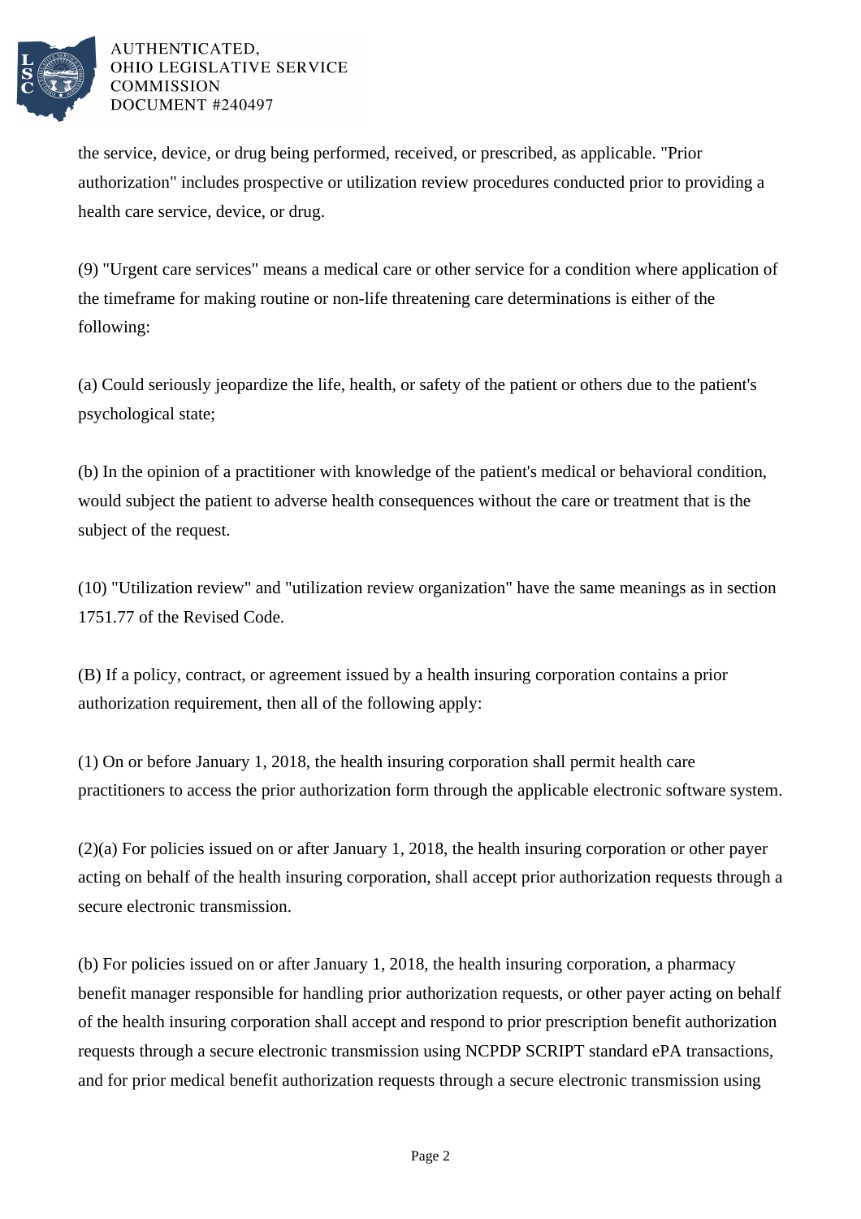the service, device, or drug being performed, received, or prescribed, as applicable. "Prior authorization" includes prospective or utilization review procedures conducted prior to providing a health care service, device, or drug.

(9) "Urgent care services" means a medical care or other service for a condition where application of the timeframe for making routine or non-life threatening care determinations is either of the following:

(a) Could seriously jeopardize the life, health, or safety of the patient or others due to the patient's psychological state;

(b) In the opinion of a practitioner with knowledge of the patient's medical or behavioral condition, would subject the patient to adverse health consequences without the care or treatment that is the subject of the request.

(10) "Utilization review" and "utilization review organization" have the same meanings as in section 1751.77 of the Revised Code.

(B) If a policy, contract, or agreement issued by a health insuring corporation contains a prior authorization requirement, then all of the following apply:

(1) On or before January 1, 2018, the health insuring corporation shall permit health care practitioners to access the prior authorization form through the applicable electronic software system.

(2)(a) For policies issued on or after January 1, 2018, the health insuring corporation or other payer acting on behalf of the health insuring corporation, shall accept prior authorization requests through a secure electronic transmission.

(b) For policies issued on or after January 1, 2018, the health insuring corporation, a pharmacy benefit manager responsible for handling prior authorization requests, or other payer acting on behalf of the health insuring corporation shall accept and respond to prior prescription benefit authorization requests through a secure electronic transmission using NCPDP SCRIPT standard ePA transactions, and for prior medical benefit authorization requests through a secure electronic transmission using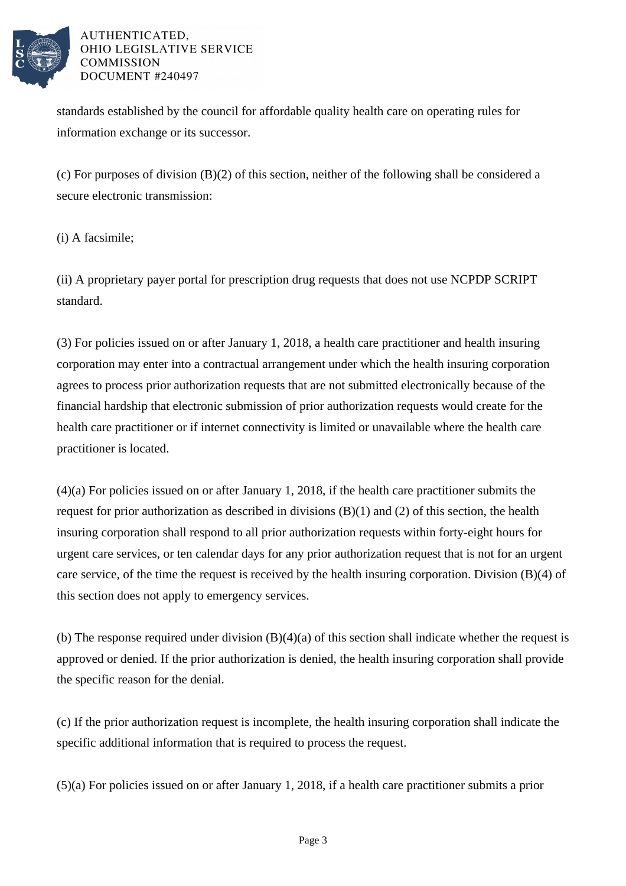standards established by the council for affordable quality health care on operating rules for information exchange or its successor.

(c) For purposes of division (B)(2) of this section, neither of the following shall be considered a secure electronic transmission:

(i) A facsimile;

(ii) A proprietary payer portal for prescription drug requests that does not use NCPDP SCRIPT standard.

(3) For policies issued on or after January 1, 2018, a health care practitioner and health insuring corporation may enter into a contractual arrangement under which the health insuring corporation agrees to process prior authorization requests that are not submitted electronically because of the financial hardship that electronic submission of prior authorization requests would create for the health care practitioner or if internet connectivity is limited or unavailable where the health care practitioner is located.

(4)(a) For policies issued on or after January 1, 2018, if the health care practitioner submits the request for prior authorization as described in divisions (B)(1) and (2) of this section, the health insuring corporation shall respond to all prior authorization requests within forty-eight hours for urgent care services, or ten calendar days for any prior authorization request that is not for an urgent care service, of the time the request is received by the health insuring corporation. Division (B)(4) of this section does not apply to emergency services.

(b) The response required under division (B)(4)(a) of this section shall indicate whether the request is approved or denied. If the prior authorization is denied, the health insuring corporation shall provide the specific reason for the denial.

(c) If the prior authorization request is incomplete, the health insuring corporation shall indicate the specific additional information that is required to process the request.

(5)(a) For policies issued on or after January 1, 2018, if a health care practitioner submits a prior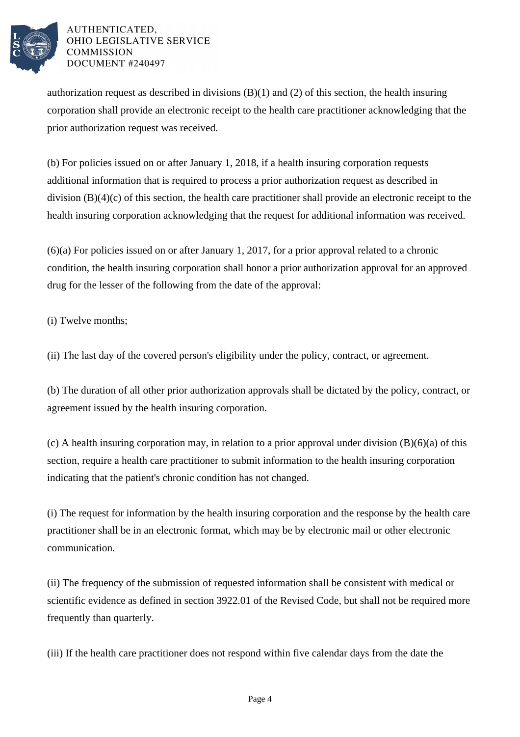authorization request as described in divisions (B)(1) and (2) of this section, the health insuring corporation shall provide an electronic receipt to the health care practitioner acknowledging that the prior authorization request was received.

(b) For policies issued on or after January 1, 2018, if a health insuring corporation requests additional information that is required to process a prior authorization request as described in division (B)(4)(c) of this section, the health care practitioner shall provide an electronic receipt to the health insuring corporation acknowledging that the request for additional information was received.

(6)(a) For policies issued on or after January 1, 2017, for a prior approval related to a chronic condition, the health insuring corporation shall honor a prior authorization approval for an approved drug for the lesser of the following from the date of the approval:

(i) Twelve months;

(ii) The last day of the covered person's eligibility under the policy, contract, or agreement.

(b) The duration of all other prior authorization approvals shall be dictated by the policy, contract, or agreement issued by the health insuring corporation.

(c) A health insuring corporation may, in relation to a prior approval under division (B)(6)(a) of this section, require a health care practitioner to submit information to the health insuring corporation indicating that the patient's chronic condition has not changed.

(i) The request for information by the health insuring corporation and the response by the health care practitioner shall be in an electronic format, which may be by electronic mail or other electronic communication.

(ii) The frequency of the submission of requested information shall be consistent with medical or scientific evidence as defined in section 3922.01 of the Revised Code, but shall not be required more frequently than quarterly.

(iii) If the health care practitioner does not respond within five calendar days from the date the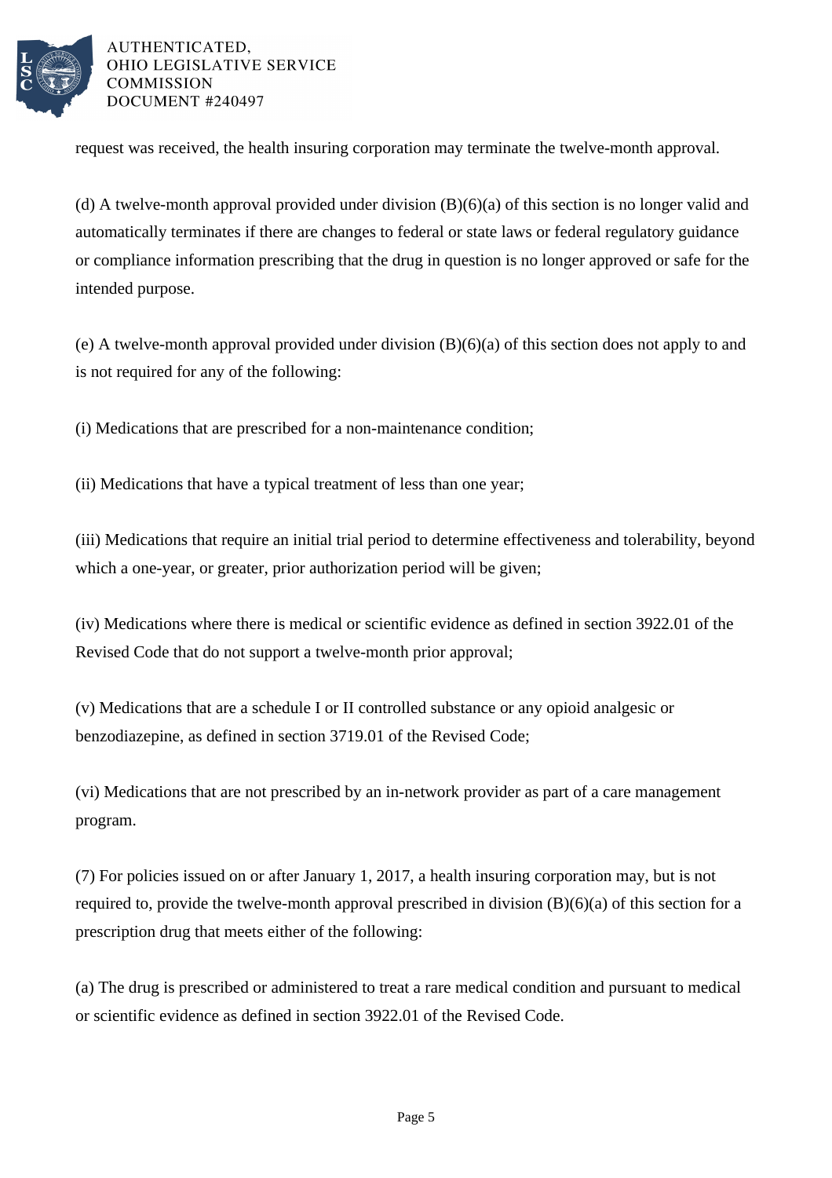request was received, the health insuring corporation may terminate the twelve-month approval.

(d) A twelve-month approval provided under division (B)(6)(a) of this section is no longer valid and automatically terminates if there are changes to federal or state laws or federal regulatory guidance or compliance information prescribing that the drug in question is no longer approved or safe for the intended purpose.

(e) A twelve-month approval provided under division (B)(6)(a) of this section does not apply to and is not required for any of the following:

(i) Medications that are prescribed for a non-maintenance condition;

(ii) Medications that have a typical treatment of less than one year;

(iii) Medications that require an initial trial period to determine effectiveness and tolerability, beyond which a one-year, or greater, prior authorization period will be given;

(iv) Medications where there is medical or scientific evidence as defined in section 3922.01 of the Revised Code that do not support a twelve-month prior approval;

(v) Medications that are a schedule I or II controlled substance or any opioid analgesic or benzodiazepine, as defined in section 3719.01 of the Revised Code;

(vi) Medications that are not prescribed by an in-network provider as part of a care management program.

(7) For policies issued on or after January 1, 2017, a health insuring corporation may, but is not required to, provide the twelve-month approval prescribed in division (B)(6)(a) of this section for a prescription drug that meets either of the following:

(a) The drug is prescribed or administered to treat a rare medical condition and pursuant to medical or scientific evidence as defined in section 3922.01 of the Revised Code.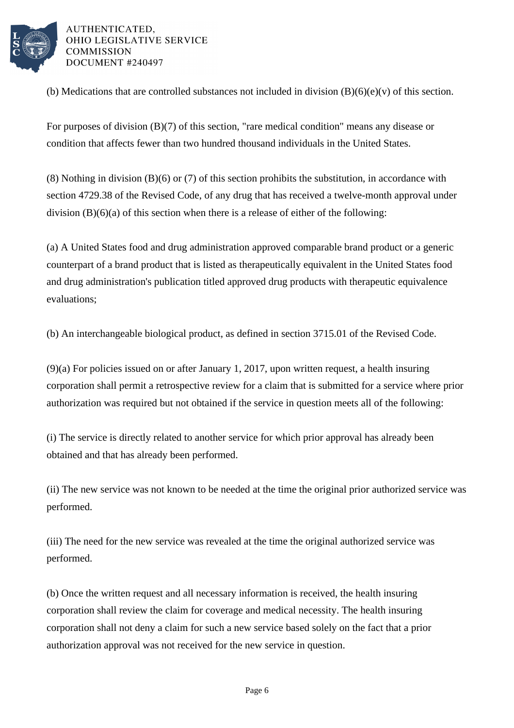(b) Medications that are controlled substances not included in division (B)(6)(e)(v) of this section.

For purposes of division (B)(7) of this section, "rare medical condition" means any disease or condition that affects fewer than two hundred thousand individuals in the United States.

(8) Nothing in division (B)(6) or (7) of this section prohibits the substitution, in accordance with section 4729.38 of the Revised Code, of any drug that has received a twelve-month approval under division (B)(6)(a) of this section when there is a release of either of the following:

(a) A United States food and drug administration approved comparable brand product or a generic counterpart of a brand product that is listed as therapeutically equivalent in the United States food and drug administration's publication titled approved drug products with therapeutic equivalence evaluations;

(b) An interchangeable biological product, as defined in section 3715.01 of the Revised Code.

(9)(a) For policies issued on or after January 1, 2017, upon written request, a health insuring corporation shall permit a retrospective review for a claim that is submitted for a service where prior authorization was required but not obtained if the service in question meets all of the following:

(i) The service is directly related to another service for which prior approval has already been obtained and that has already been performed.

(ii) The new service was not known to be needed at the time the original prior authorized service was performed.

(iii) The need for the new service was revealed at the time the original authorized service was performed.

(b) Once the written request and all necessary information is received, the health insuring corporation shall review the claim for coverage and medical necessity. The health insuring corporation shall not deny a claim for such a new service based solely on the fact that a prior authorization approval was not received for the new service in question.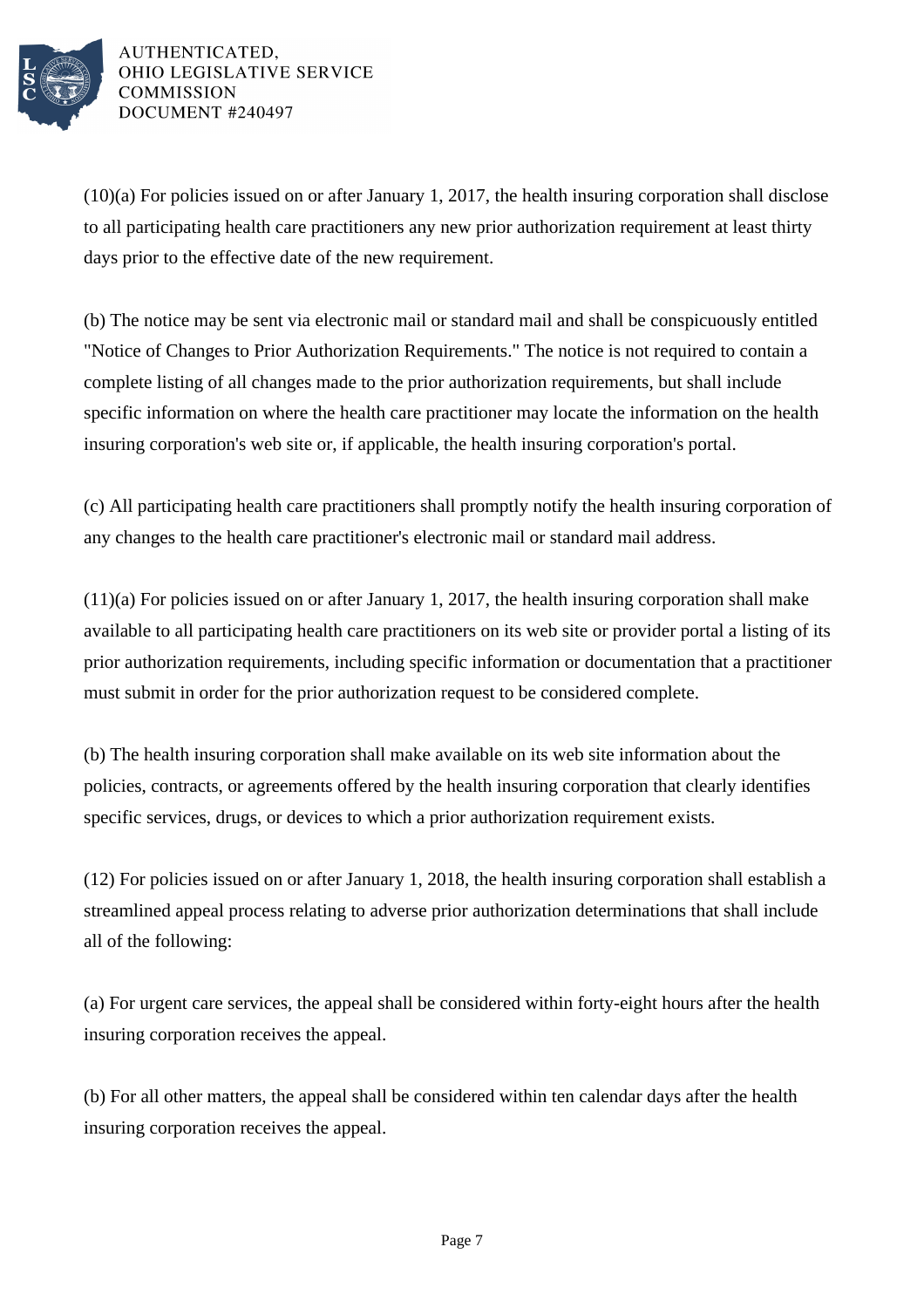(10)(a) For policies issued on or after January 1, 2017, the health insuring corporation shall disclose to all participating health care practitioners any new prior authorization requirement at least thirty days prior to the effective date of the new requirement.

(b) The notice may be sent via electronic mail or standard mail and shall be conspicuously entitled "Notice of Changes to Prior Authorization Requirements." The notice is not required to contain a complete listing of all changes made to the prior authorization requirements, but shall include specific information on where the health care practitioner may locate the information on the health insuring corporation's web site or, if applicable, the health insuring corporation's portal.

(c) All participating health care practitioners shall promptly notify the health insuring corporation of any changes to the health care practitioner's electronic mail or standard mail address.

(11)(a) For policies issued on or after January 1, 2017, the health insuring corporation shall make available to all participating health care practitioners on its web site or provider portal a listing of its prior authorization requirements, including specific information or documentation that a practitioner must submit in order for the prior authorization request to be considered complete.

(b) The health insuring corporation shall make available on its web site information about the policies, contracts, or agreements offered by the health insuring corporation that clearly identifies specific services, drugs, or devices to which a prior authorization requirement exists.

(12) For policies issued on or after January 1, 2018, the health insuring corporation shall establish a streamlined appeal process relating to adverse prior authorization determinations that shall include all of the following:

(a) For urgent care services, the appeal shall be considered within forty-eight hours after the health insuring corporation receives the appeal.

(b) For all other matters, the appeal shall be considered within ten calendar days after the health insuring corporation receives the appeal.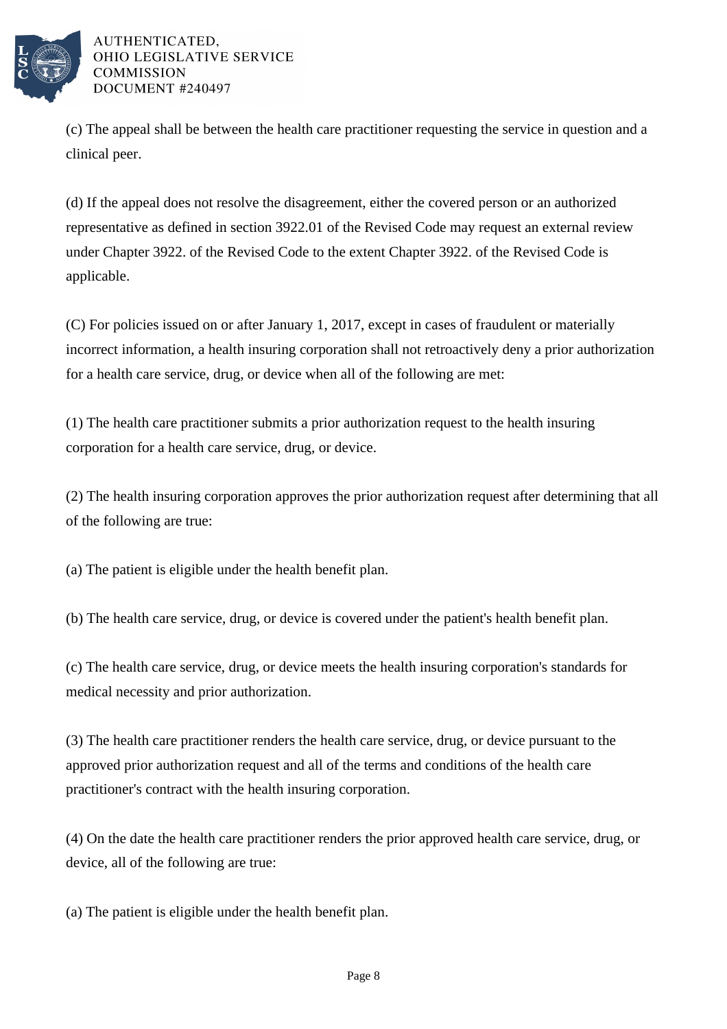(c) The appeal shall be between the health care practitioner requesting the service in question and a clinical peer.

(d) If the appeal does not resolve the disagreement, either the covered person or an authorized representative as defined in section 3922.01 of the Revised Code may request an external review under Chapter 3922. of the Revised Code to the extent Chapter 3922. of the Revised Code is applicable.

(C) For policies issued on or after January 1, 2017, except in cases of fraudulent or materially incorrect information, a health insuring corporation shall not retroactively deny a prior authorization for a health care service, drug, or device when all of the following are met:

(1) The health care practitioner submits a prior authorization request to the health insuring corporation for a health care service, drug, or device.

(2) The health insuring corporation approves the prior authorization request after determining that all of the following are true:

(a) The patient is eligible under the health benefit plan.

(b) The health care service, drug, or device is covered under the patient's health benefit plan.

(c) The health care service, drug, or device meets the health insuring corporation's standards for medical necessity and prior authorization.

(3) The health care practitioner renders the health care service, drug, or device pursuant to the approved prior authorization request and all of the terms and conditions of the health care practitioner's contract with the health insuring corporation.

(4) On the date the health care practitioner renders the prior approved health care service, drug, or device, all of the following are true:

(a) The patient is eligible under the health benefit plan.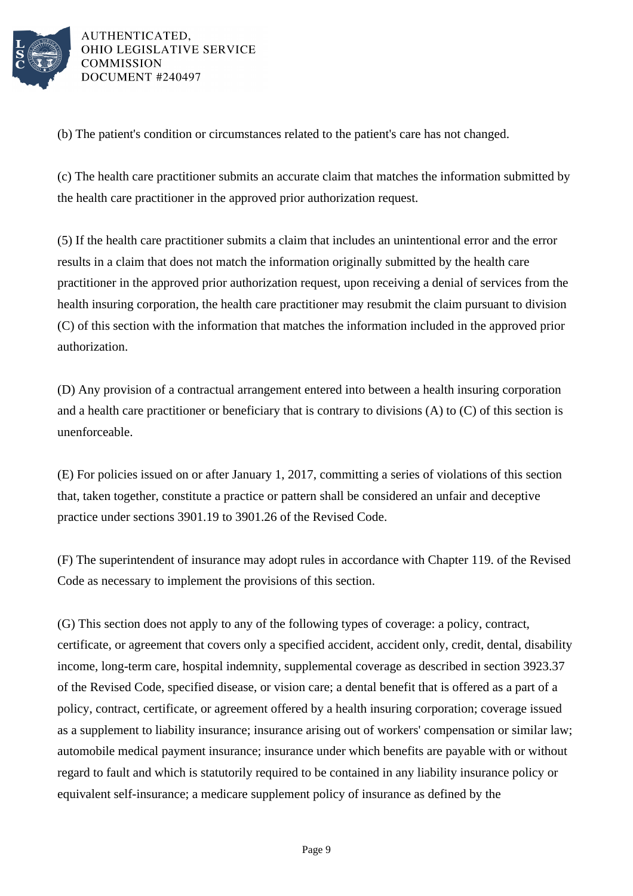(b) The patient's condition or circumstances related to the patient's care has not changed.

(c) The health care practitioner submits an accurate claim that matches the information submitted by the health care practitioner in the approved prior authorization request.

(5) If the health care practitioner submits a claim that includes an unintentional error and the error results in a claim that does not match the information originally submitted by the health care practitioner in the approved prior authorization request, upon receiving a denial of services from the health insuring corporation, the health care practitioner may resubmit the claim pursuant to division (C) of this section with the information that matches the information included in the approved prior authorization.

(D) Any provision of a contractual arrangement entered into between a health insuring corporation and a health care practitioner or beneficiary that is contrary to divisions (A) to (C) of this section is unenforceable.

(E) For policies issued on or after January 1, 2017, committing a series of violations of this section that, taken together, constitute a practice or pattern shall be considered an unfair and deceptive practice under sections 3901.19 to 3901.26 of the Revised Code.

(F) The superintendent of insurance may adopt rules in accordance with Chapter 119. of the Revised Code as necessary to implement the provisions of this section.

(G) This section does not apply to any of the following types of coverage: a policy, contract, certificate, or agreement that covers only a specified accident, accident only, credit, dental, disability income, long-term care, hospital indemnity, supplemental coverage as described in section 3923.37 of the Revised Code, specified disease, or vision care; a dental benefit that is offered as a part of a policy, contract, certificate, or agreement offered by a health insuring corporation; coverage issued as a supplement to liability insurance; insurance arising out of workers' compensation or similar law; automobile medical payment insurance; insurance under which benefits are payable with or without regard to fault and which is statutorily required to be contained in any liability insurance policy or equivalent self-insurance; a medicare supplement policy of insurance as defined by the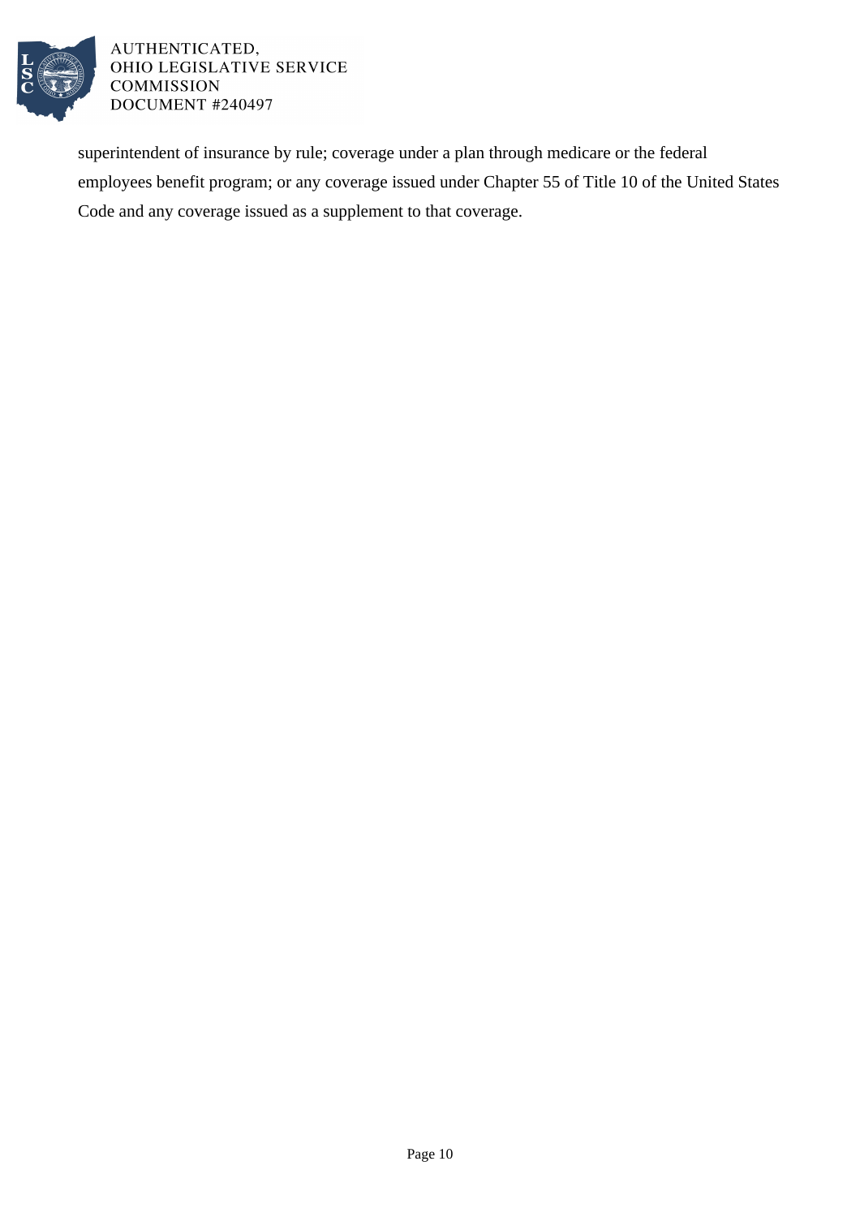superintendent of insurance by rule; coverage under a plan through medicare or the federal employees benefit program; or any coverage issued under Chapter 55 of Title 10 of the United States Code and any coverage issued as a supplement to that coverage.